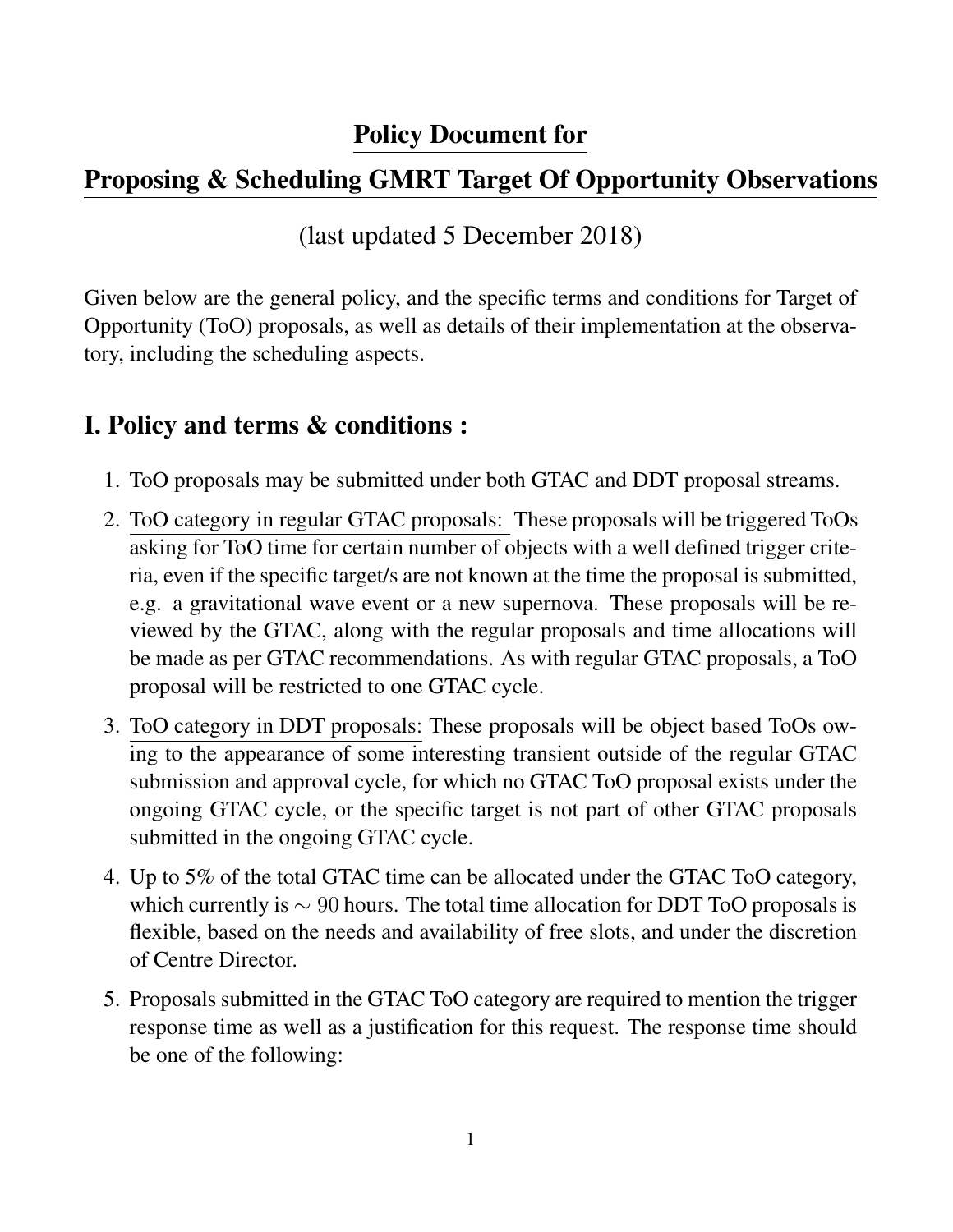# Policy Document for

# Proposing & Scheduling GMRT Target Of Opportunity Observations

(last updated 5 December 2018)

Given below are the general policy, and the specific terms and conditions for Target of Opportunity (ToO) proposals, as well as details of their implementation at the observatory, including the scheduling aspects.

## I. Policy and terms & conditions :

1. ToO proposals may be submitted under both GTAC and DDT proposal streams.
2. ToO category in regular GTAC proposals: These proposals will be triggered ToOs asking for ToO time for certain number of objects with a well defined trigger criteria, even if the specific target/s are not known at the time the proposal is submitted, e.g. a gravitational wave event or a new supernova. These proposals will be reviewed by the GTAC, along with the regular proposals and time allocations will be made as per GTAC recommendations. As with regular GTAC proposals, a ToO proposal will be restricted to one GTAC cycle.
3. ToO category in DDT proposals: These proposals will be object based ToOs owing to the appearance of some interesting transient outside of the regular GTAC submission and approval cycle, for which no GTAC ToO proposal exists under the ongoing GTAC cycle, or the specific target is not part of other GTAC proposals submitted in the ongoing GTAC cycle.
4. Up to 5% of the total GTAC time can be allocated under the GTAC ToO category, which currently is $\sim 90$ hours. The total time allocation for DDT ToO proposals is flexible, based on the needs and availability of free slots, and under the discretion of Centre Director.
5. Proposals submitted in the GTAC ToO category are required to mention the trigger response time as well as a justification for this request. The response time should be one of the following: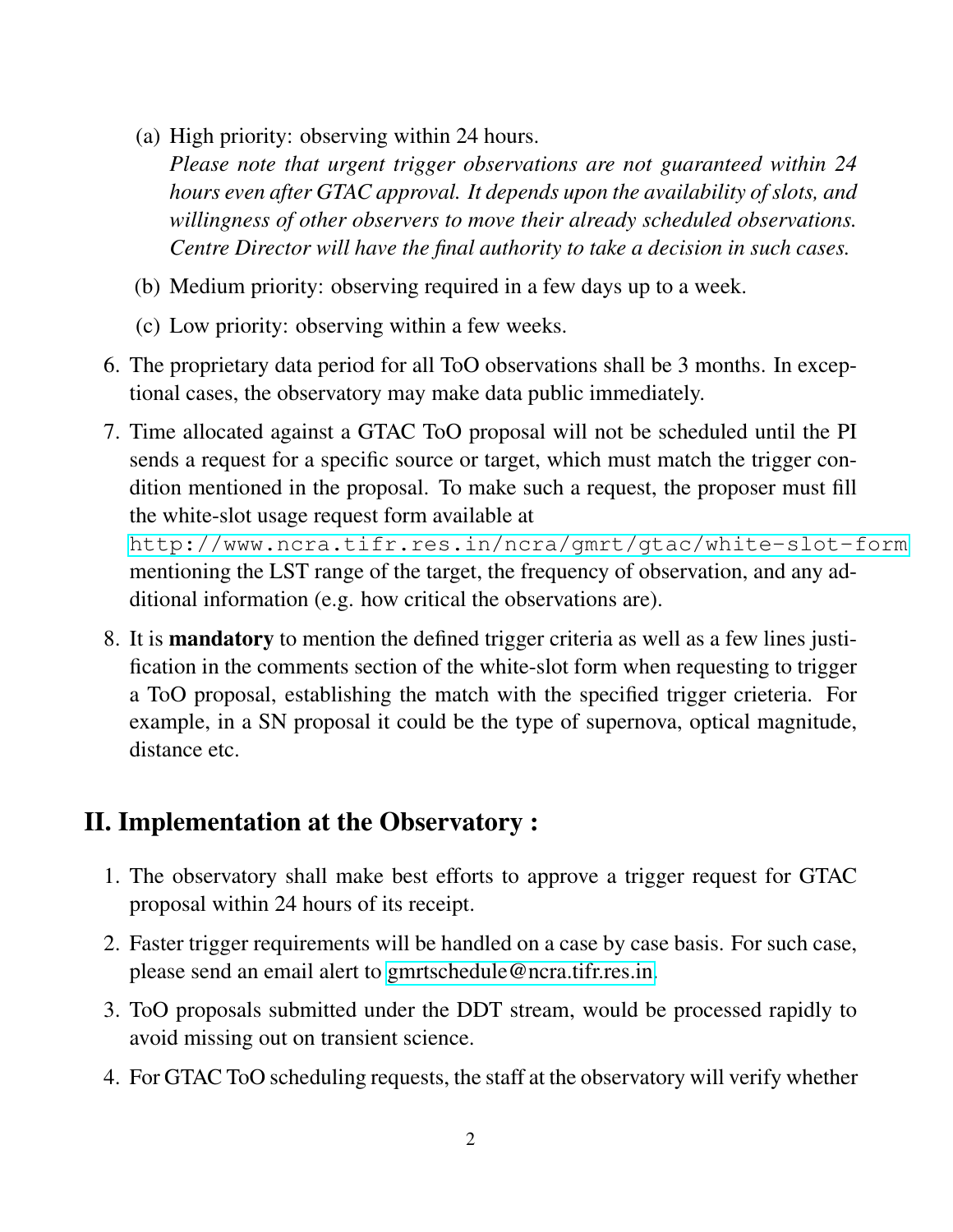(a) High priority: observing within 24 hours.
   *Please note that urgent trigger observations are not guaranteed within 24 hours even after GTAC approval. It depends upon the availability of slots, and willingness of other observers to move their already scheduled observations. Centre Director will have the final authority to take a decision in such cases.*

   (b) Medium priority: observing required in a few days up to a week.

   (c) Low priority: observing within a few weeks.

6. The proprietary data period for all ToO observations shall be 3 months. In exceptional cases, the observatory may make data public immediately.

7. Time allocated against a GTAC ToO proposal will not be scheduled until the PI sends a request for a specific source or target, which must match the trigger condition mentioned in the proposal. To make such a request, the proposer must fill the white-slot usage request form available at `http://www.ncra.tifr.res.in/ncra/gmrt/gtac/white-slot-form` mentioning the LST range of the target, the frequency of observation, and any additional information (e.g. how critical the observations are).

8. It is **mandatory** to mention the defined trigger criteria as well as a few lines justification in the comments section of the white-slot form when requesting to trigger a ToO proposal, establishing the match with the specified trigger crieteria. For example, in a SN proposal it could be the type of supernova, optical magnitude, distance etc.

## II. Implementation at the Observatory :

1. The observatory shall make best efforts to approve a trigger request for GTAC proposal within 24 hours of its receipt.

2. Faster trigger requirements will be handled on a case by case basis. For such case, please send an email alert to gmrtschedule@ncra.tifr.res.in.

3. ToO proposals submitted under the DDT stream, would be processed rapidly to avoid missing out on transient science.

4. For GTAC ToO scheduling requests, the staff at the observatory will verify whether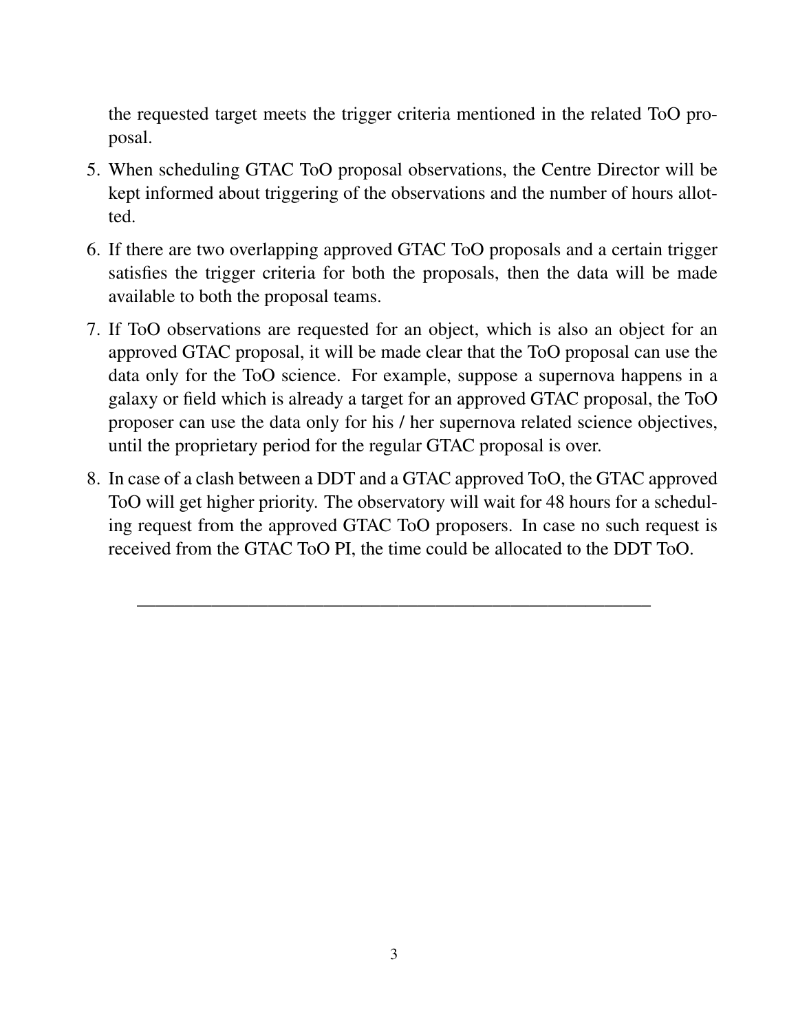the requested target meets the trigger criteria mentioned in the related ToO proposal.

5. When scheduling GTAC ToO proposal observations, the Centre Director will be kept informed about triggering of the observations and the number of hours allotted.
6. If there are two overlapping approved GTAC ToO proposals and a certain trigger satisfies the trigger criteria for both the proposals, then the data will be made available to both the proposal teams.
7. If ToO observations are requested for an object, which is also an object for an approved GTAC proposal, it will be made clear that the ToO proposal can use the data only for the ToO science. For example, suppose a supernova happens in a galaxy or field which is already a target for an approved GTAC proposal, the ToO proposer can use the data only for his / her supernova related science objectives, until the proprietary period for the regular GTAC proposal is over.
8. In case of a clash between a DDT and a GTAC approved ToO, the GTAC approved ToO will get higher priority. The observatory will wait for 48 hours for a scheduling request from the approved GTAC ToO proposers. In case no such request is received from the GTAC ToO PI, the time could be allocated to the DDT ToO.

---